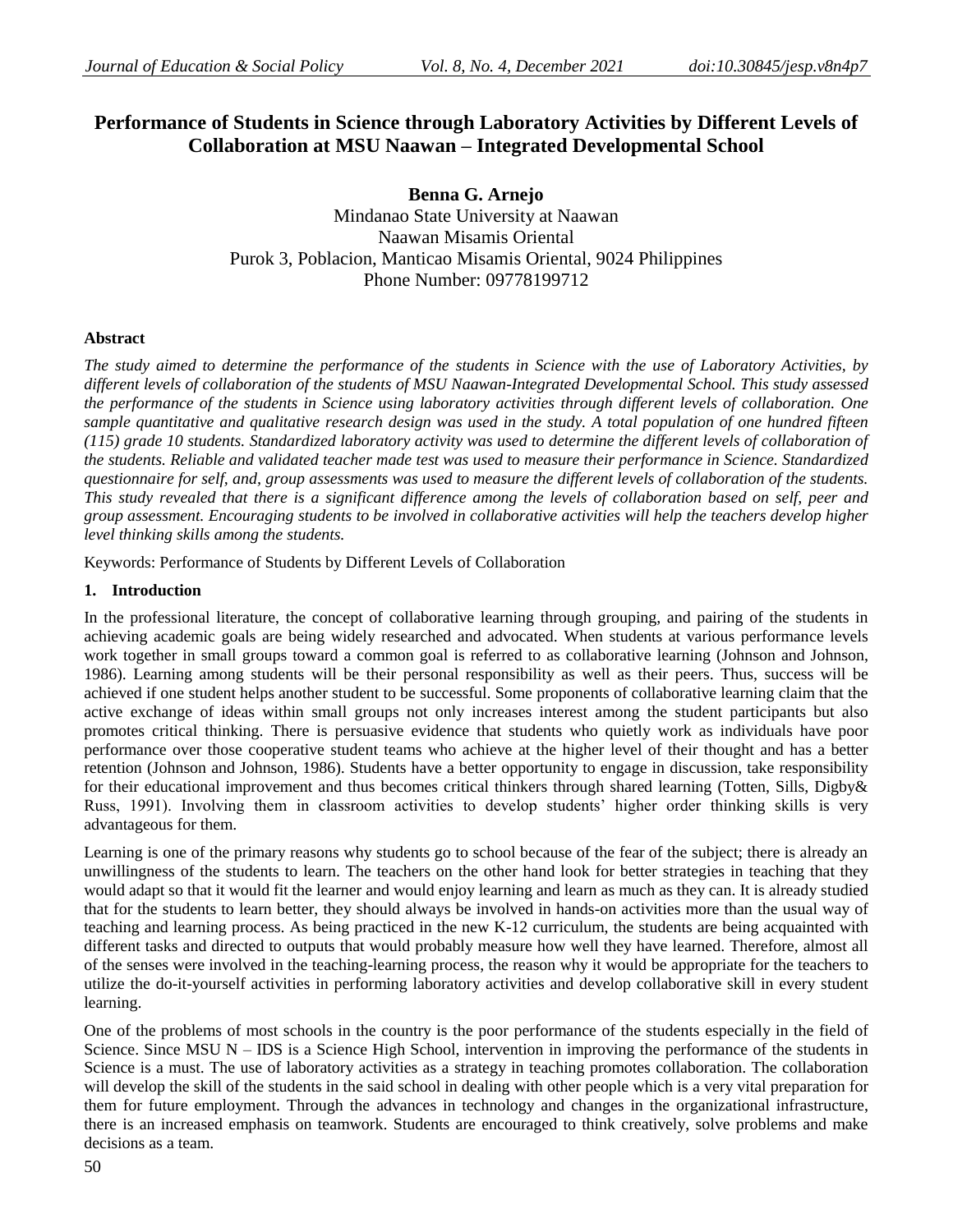# Performance of Students in Science through Laboratory Activities by Different Levels of Collaboration at MSU Naawan – Integrated Developmental School

**Benna G. Arnejo**

Mindanao State University at Naawan
Naawan Misamis Oriental
Purok 3, Poblacion, Manticao Misamis Oriental, 9024 Philippines
Phone Number: 09778199712

### Abstract

*The study aimed to determine the performance of the students in Science with the use of Laboratory Activities, by different levels of collaboration of the students of MSU Naawan-Integrated Developmental School. This study assessed the performance of the students in Science using laboratory activities through different levels of collaboration. One sample quantitative and qualitative research design was used in the study. A total population of one hundred fifteen (115) grade 10 students. Standardized laboratory activity was used to determine the different levels of collaboration of the students. Reliable and validated teacher made test was used to measure their performance in Science. Standardized questionnaire for self, and, group assessments was used to measure the different levels of collaboration of the students. This study revealed that there is a significant difference among the levels of collaboration based on self, peer and group assessment. Encouraging students to be involved in collaborative activities will help the teachers develop higher level thinking skills among the students.*

Keywords: Performance of Students by Different Levels of Collaboration

## 1. Introduction

In the professional literature, the concept of collaborative learning through grouping, and pairing of the students in achieving academic goals are being widely researched and advocated. When students at various performance levels work together in small groups toward a common goal is referred to as collaborative learning (Johnson and Johnson, 1986). Learning among students will be their personal responsibility as well as their peers. Thus, success will be achieved if one student helps another student to be successful. Some proponents of collaborative learning claim that the active exchange of ideas within small groups not only increases interest among the student participants but also promotes critical thinking. There is persuasive evidence that students who quietly work as individuals have poor performance over those cooperative student teams who achieve at the higher level of their thought and has a better retention (Johnson and Johnson, 1986). Students have a better opportunity to engage in discussion, take responsibility for their educational improvement and thus becomes critical thinkers through shared learning (Totten, Sills, Digby& Russ, 1991). Involving them in classroom activities to develop students' higher order thinking skills is very advantageous for them.

Learning is one of the primary reasons why students go to school because of the fear of the subject; there is already an unwillingness of the students to learn. The teachers on the other hand look for better strategies in teaching that they would adapt so that it would fit the learner and would enjoy learning and learn as much as they can. It is already studied that for the students to learn better, they should always be involved in hands-on activities more than the usual way of teaching and learning process. As being practiced in the new K-12 curriculum, the students are being acquainted with different tasks and directed to outputs that would probably measure how well they have learned. Therefore, almost all of the senses were involved in the teaching-learning process, the reason why it would be appropriate for the teachers to utilize the do-it-yourself activities in performing laboratory activities and develop collaborative skill in every student learning.

One of the problems of most schools in the country is the poor performance of the students especially in the field of Science. Since MSU N – IDS is a Science High School, intervention in improving the performance of the students in Science is a must. The use of laboratory activities as a strategy in teaching promotes collaboration. The collaboration will develop the skill of the students in the said school in dealing with other people which is a very vital preparation for them for future employment. Through the advances in technology and changes in the organizational infrastructure, there is an increased emphasis on teamwork. Students are encouraged to think creatively, solve problems and make decisions as a team.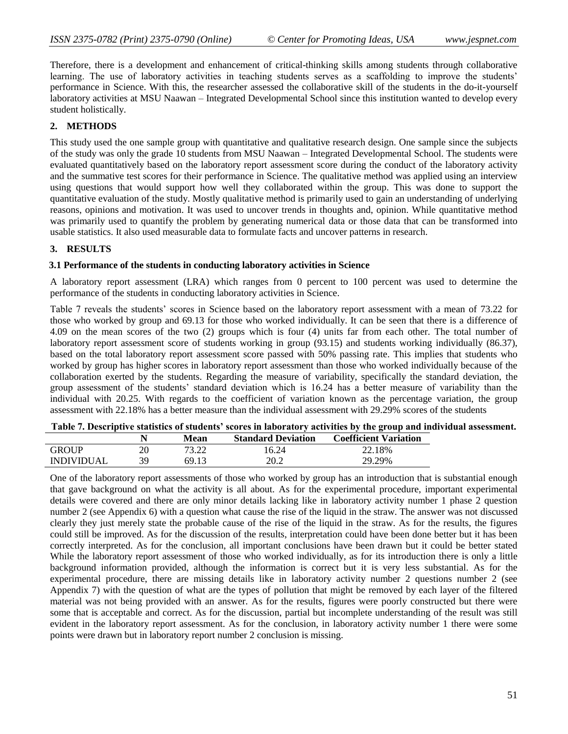Therefore, there is a development and enhancement of critical-thinking skills among students through collaborative learning. The use of laboratory activities in teaching students serves as a scaffolding to improve the students' performance in Science. With this, the researcher assessed the collaborative skill of the students in the do-it-yourself laboratory activities at MSU Naawan – Integrated Developmental School since this institution wanted to develop every student holistically.

## 2. METHODS

This study used the one sample group with quantitative and qualitative research design. One sample since the subjects of the study was only the grade 10 students from MSU Naawan – Integrated Developmental School. The students were evaluated quantitatively based on the laboratory report assessment score during the conduct of the laboratory activity and the summative test scores for their performance in Science. The qualitative method was applied using an interview using questions that would support how well they collaborated within the group. This was done to support the quantitative evaluation of the study. Mostly qualitative method is primarily used to gain an understanding of underlying reasons, opinions and motivation. It was used to uncover trends in thoughts and, opinion. While quantitative method was primarily used to quantify the problem by generating numerical data or those data that can be transformed into usable statistics. It also used measurable data to formulate facts and uncover patterns in research.

## 3. RESULTS

### 3.1 Performance of the students in conducting laboratory activities in Science

A laboratory report assessment (LRA) which ranges from 0 percent to 100 percent was used to determine the performance of the students in conducting laboratory activities in Science.

Table 7 reveals the students' scores in Science based on the laboratory report assessment with a mean of 73.22 for those who worked by group and 69.13 for those who worked individually. It can be seen that there is a difference of 4.09 on the mean scores of the two (2) groups which is four (4) units far from each other. The total number of laboratory report assessment score of students working in group (93.15) and students working individually (86.37), based on the total laboratory report assessment score passed with 50% passing rate. This implies that students who worked by group has higher scores in laboratory report assessment than those who worked individually because of the collaboration exerted by the students. Regarding the measure of variability, specifically the standard deviation, the group assessment of the students' standard deviation which is 16.24 has a better measure of variability than the individual with 20.25. With regards to the coefficient of variation known as the percentage variation, the group assessment with 22.18% has a better measure than the individual assessment with 29.29% scores of the students

**Table 7. Descriptive statistics of students' scores in laboratory activities by the group and individual assessment.**

| | N | Mean | Standard Deviation | Coefficient Variation |
|---|---|---|---|---|
| GROUP | 20 | 73.22 | 16.24 | 22.18% |
| INDIVIDUAL | 39 | 69.13 | 20.2 | 29.29% |

One of the laboratory report assessments of those who worked by group has an introduction that is substantial enough that gave background on what the activity is all about. As for the experimental procedure, important experimental details were covered and there are only minor details lacking like in laboratory activity number 1 phase 2 question number 2 (see Appendix 6) with a question what cause the rise of the liquid in the straw. The answer was not discussed clearly they just merely state the probable cause of the rise of the liquid in the straw. As for the results, the figures could still be improved. As for the discussion of the results, interpretation could have been done better but it has been correctly interpreted. As for the conclusion, all important conclusions have been drawn but it could be better stated While the laboratory report assessment of those who worked individually, as for its introduction there is only a little background information provided, although the information is correct but it is very less substantial. As for the experimental procedure, there are missing details like in laboratory activity number 2 questions number 2 (see Appendix 7) with the question of what are the types of pollution that might be removed by each layer of the filtered material was not being provided with an answer. As for the results, figures were poorly constructed but there were some that is acceptable and correct. As for the discussion, partial but incomplete understanding of the result was still evident in the laboratory report assessment. As for the conclusion, in laboratory activity number 1 there were some points were drawn but in laboratory report number 2 conclusion is missing.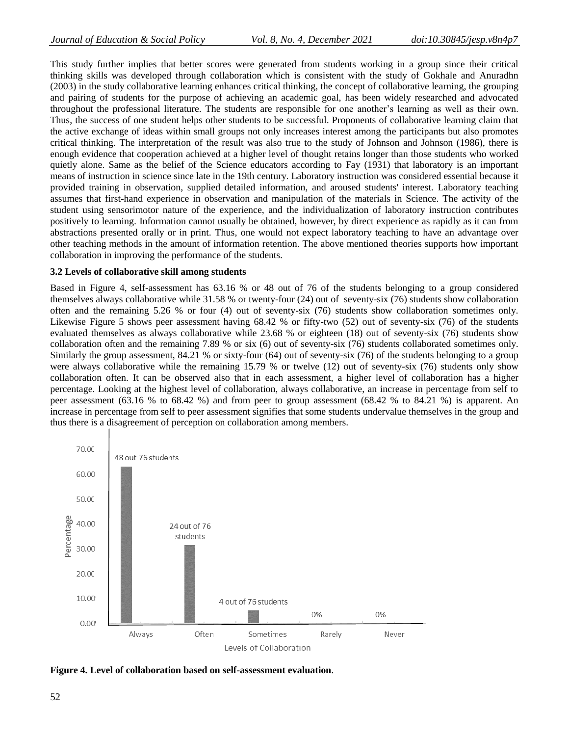This study further implies that better scores were generated from students working in a group since their critical thinking skills was developed through collaboration which is consistent with the study of Gokhale and Anuradhn (2003) in the study collaborative learning enhances critical thinking, the concept of collaborative learning, the grouping and pairing of students for the purpose of achieving an academic goal, has been widely researched and advocated throughout the professional literature. The students are responsible for one another's learning as well as their own. Thus, the success of one student helps other students to be successful. Proponents of collaborative learning claim that the active exchange of ideas within small groups not only increases interest among the participants but also promotes critical thinking. The interpretation of the result was also true to the study of Johnson and Johnson (1986), there is enough evidence that cooperation achieved at a higher level of thought retains longer than those students who worked quietly alone. Same as the belief of the Science educators according to Fay (1931) that laboratory is an important means of instruction in science since late in the 19th century. Laboratory instruction was considered essential because it provided training in observation, supplied detailed information, and aroused students' interest. Laboratory teaching assumes that first-hand experience in observation and manipulation of the materials in Science. The activity of the student using sensorimotor nature of the experience, and the individualization of laboratory instruction contributes positively to learning. Information cannot usually be obtained, however, by direct experience as rapidly as it can from abstractions presented orally or in print. Thus, one would not expect laboratory teaching to have an advantage over other teaching methods in the amount of information retention. The above mentioned theories supports how important collaboration in improving the performance of the students.

### 3.2 Levels of collaborative skill among students

Based in Figure 4, self-assessment has 63.16 % or 48 out of 76 of the students belonging to a group considered themselves always collaborative while 31.58 % or twenty-four (24) out of seventy-six (76) students show collaboration often and the remaining 5.26 % or four (4) out of seventy-six (76) students show collaboration sometimes only. Likewise Figure 5 shows peer assessment having 68.42 % or fifty-two (52) out of seventy-six (76) of the students evaluated themselves as always collaborative while 23.68 % or eighteen (18) out of seventy-six (76) students show collaboration often and the remaining 7.89 % or six (6) out of seventy-six (76) students collaborated sometimes only. Similarly the group assessment, 84.21 % or sixty-four (64) out of seventy-six (76) of the students belonging to a group were always collaborative while the remaining 15.79 % or twelve (12) out of seventy-six (76) students only show collaboration often. It can be observed also that in each assessment, a higher level of collaboration has a higher percentage. Looking at the highest level of collaboration, always collaborative, an increase in percentage from self to peer assessment (63.16 % to 68.42 %) and from peer to group assessment (68.42 % to 84.21 %) is apparent. An increase in percentage from self to peer assessment signifies that some students undervalue themselves in the group and thus there is a disagreement of perception on collaboration among members.

**Figure 4. Level of collaboration based on self-assessment evaluation**.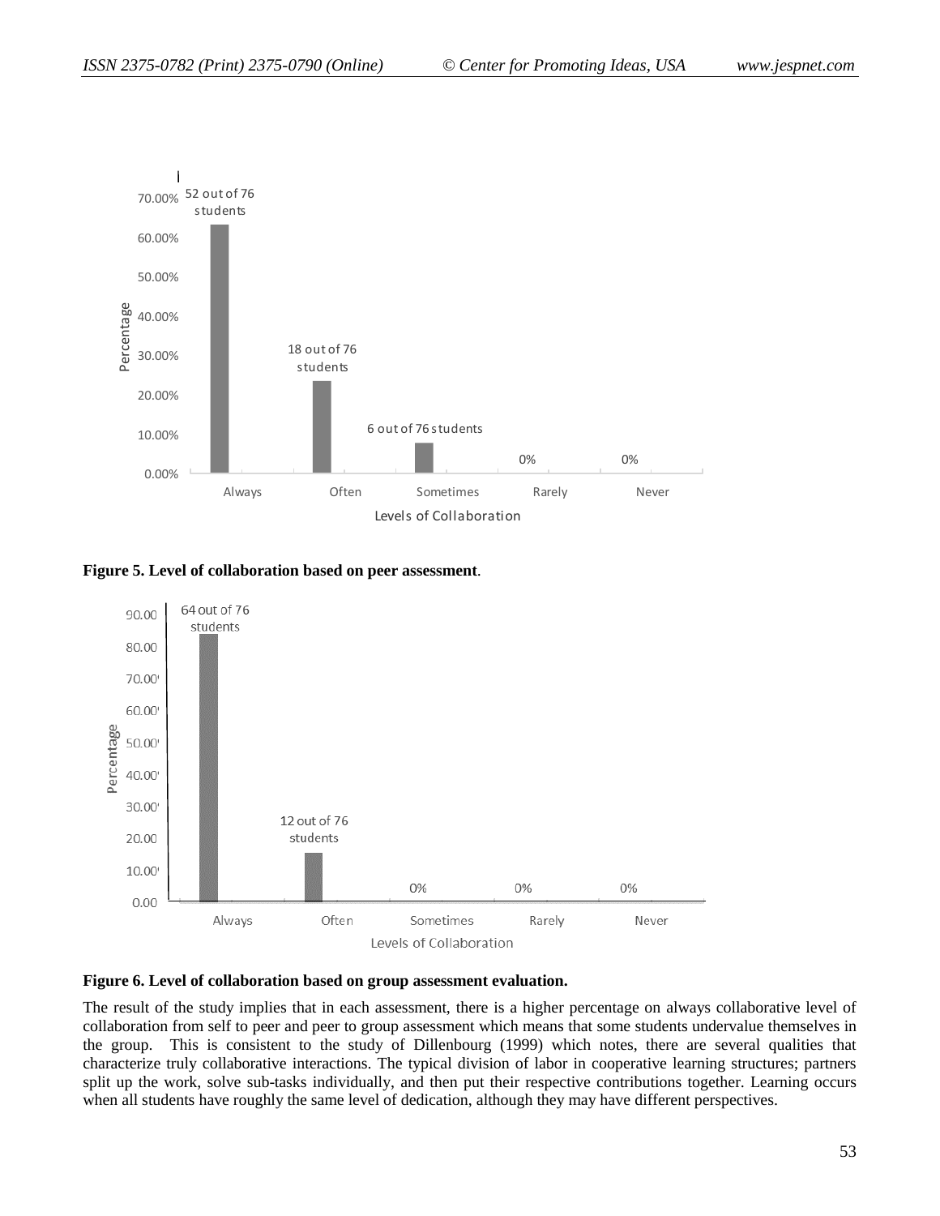**Figure 5. Level of collaboration based on peer assessment**.

**Figure 6. Level of collaboration based on group assessment evaluation.**

The result of the study implies that in each assessment, there is a higher percentage on always collaborative level of collaboration from self to peer and peer to group assessment which means that some students undervalue themselves in the group. This is consistent to the study of Dillenbourg (1999) which notes, there are several qualities that characterize truly collaborative interactions. The typical division of labor in cooperative learning structures; partners split up the work, solve sub-tasks individually, and then put their respective contributions together. Learning occurs when all students have roughly the same level of dedication, although they may have different perspectives.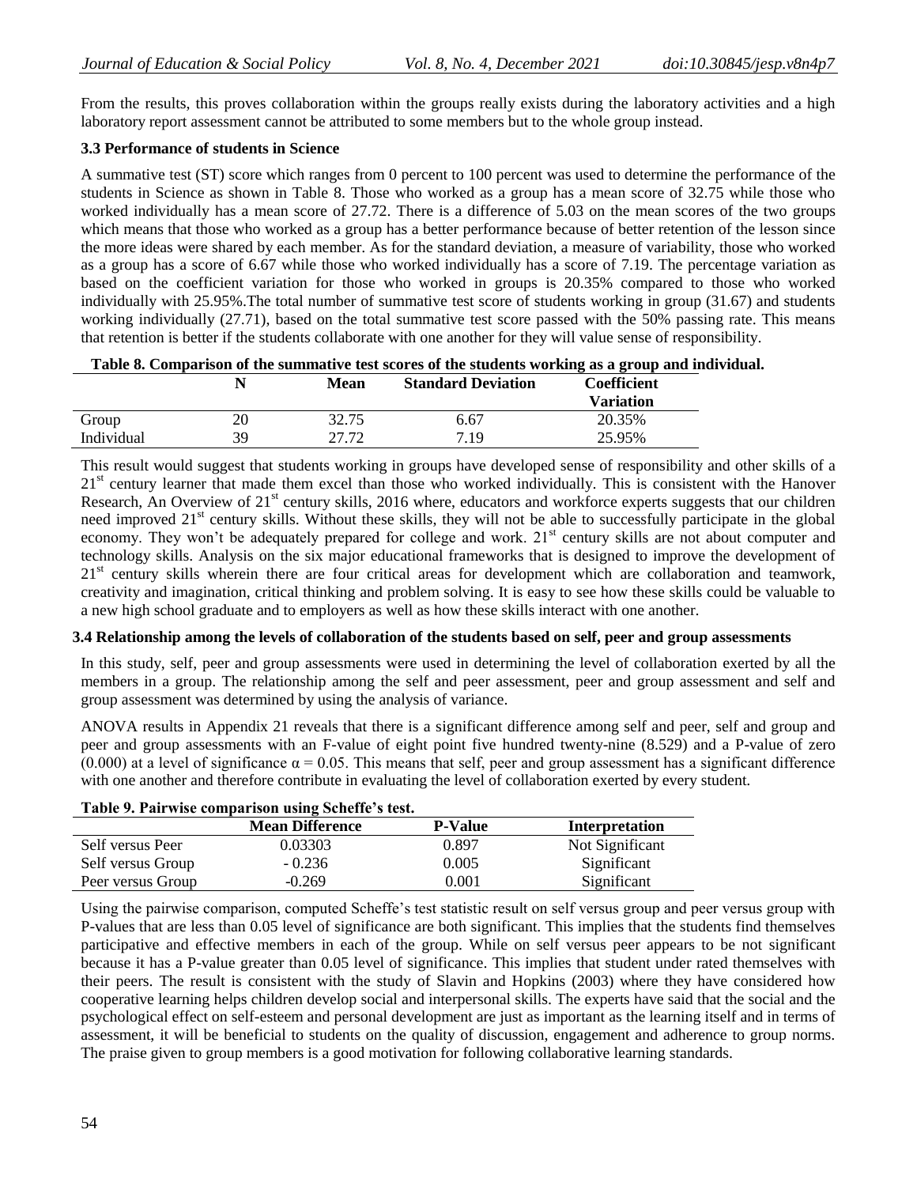From the results, this proves collaboration within the groups really exists during the laboratory activities and a high laboratory report assessment cannot be attributed to some members but to the whole group instead.

### 3.3 Performance of students in Science

A summative test (ST) score which ranges from 0 percent to 100 percent was used to determine the performance of the students in Science as shown in Table 8. Those who worked as a group has a mean score of 32.75 while those who worked individually has a mean score of 27.72. There is a difference of 5.03 on the mean scores of the two groups which means that those who worked as a group has a better performance because of better retention of the lesson since the more ideas were shared by each member. As for the standard deviation, a measure of variability, those who worked as a group has a score of 6.67 while those who worked individually has a score of 7.19. The percentage variation as based on the coefficient variation for those who worked in groups is 20.35% compared to those who worked individually with 25.95%.The total number of summative test score of students working in group (31.67) and students working individually (27.71), based on the total summative test score passed with the 50% passing rate. This means that retention is better if the students collaborate with one another for they will value sense of responsibility.

**Table 8. Comparison of the summative test scores of the students working as a group and individual.**

| | N | Mean | Standard Deviation | Coefficient Variation |
|---|---|---|---|---|
| Group | 20 | 32.75 | 6.67 | 20.35% |
| Individual | 39 | 27.72 | 7.19 | 25.95% |

This result would suggest that students working in groups have developed sense of responsibility and other skills of a 21st century learner that made them excel than those who worked individually. This is consistent with the Hanover Research, An Overview of 21st century skills, 2016 where, educators and workforce experts suggests that our children need improved 21st century skills. Without these skills, they will not be able to successfully participate in the global economy. They won't be adequately prepared for college and work. 21st century skills are not about computer and technology skills. Analysis on the six major educational frameworks that is designed to improve the development of 21st century skills wherein there are four critical areas for development which are collaboration and teamwork, creativity and imagination, critical thinking and problem solving. It is easy to see how these skills could be valuable to a new high school graduate and to employers as well as how these skills interact with one another.

### 3.4 Relationship among the levels of collaboration of the students based on self, peer and group assessments

In this study, self, peer and group assessments were used in determining the level of collaboration exerted by all the members in a group. The relationship among the self and peer assessment, peer and group assessment and self and group assessment was determined by using the analysis of variance.

ANOVA results in Appendix 21 reveals that there is a significant difference among self and peer, self and group and peer and group assessments with an F-value of eight point five hundred twenty-nine (8.529) and a P-value of zero (0.000) at a level of significance $\alpha = 0.05$. This means that self, peer and group assessment has a significant difference with one another and therefore contribute in evaluating the level of collaboration exerted by every student.

**Table 9. Pairwise comparison using Scheffe's test.**

| | Mean Difference | P-Value | Interpretation |
|---|---|---|---|
| Self versus Peer | 0.03303 | 0.897 | Not Significant |
| Self versus Group | - 0.236 | 0.005 | Significant |
| Peer versus Group | -0.269 | 0.001 | Significant |

Using the pairwise comparison, computed Scheffe's test statistic result on self versus group and peer versus group with P-values that are less than 0.05 level of significance are both significant. This implies that the students find themselves participative and effective members in each of the group. While on self versus peer appears to be not significant because it has a P-value greater than 0.05 level of significance. This implies that student under rated themselves with their peers. The result is consistent with the study of Slavin and Hopkins (2003) where they have considered how cooperative learning helps children develop social and interpersonal skills. The experts have said that the social and the psychological effect on self-esteem and personal development are just as important as the learning itself and in terms of assessment, it will be beneficial to students on the quality of discussion, engagement and adherence to group norms. The praise given to group members is a good motivation for following collaborative learning standards.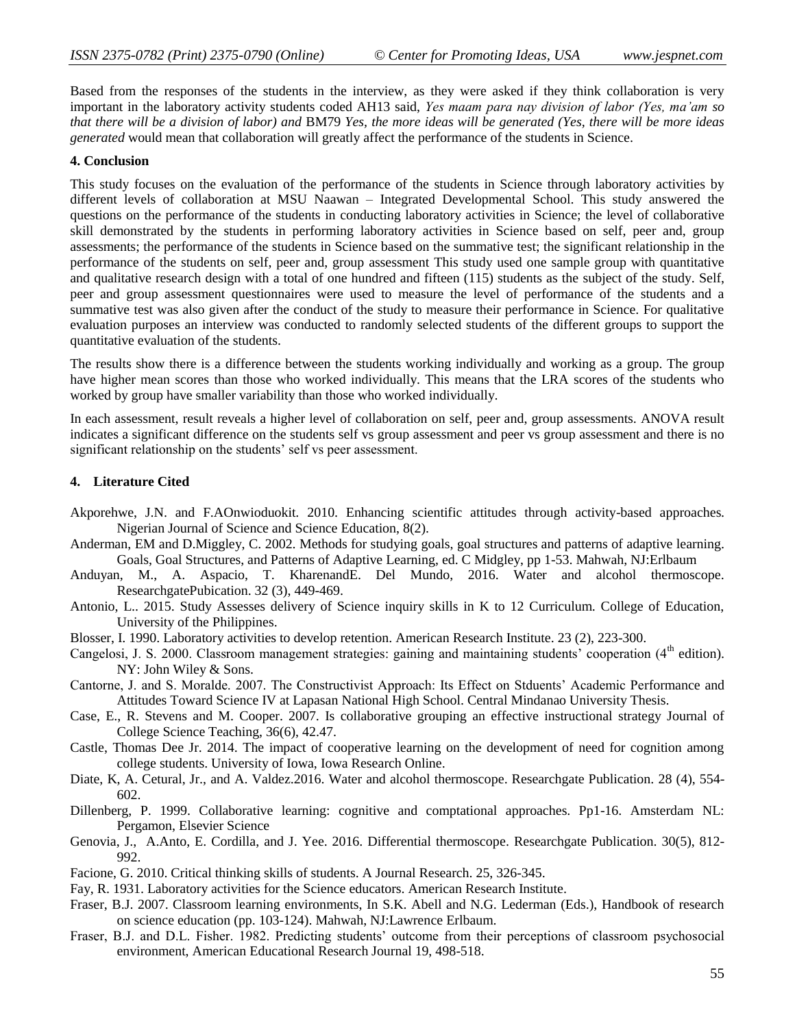Based from the responses of the students in the interview, as they were asked if they think collaboration is very important in the laboratory activity students coded AH13 said, *Yes maam para nay division of labor (Yes, ma'am so that there will be a division of labor) and* BM79 *Yes, the more ideas will be generated (Yes, there will be more ideas generated* would mean that collaboration will greatly affect the performance of the students in Science.

## 4. Conclusion

This study focuses on the evaluation of the performance of the students in Science through laboratory activities by different levels of collaboration at MSU Naawan – Integrated Developmental School. This study answered the questions on the performance of the students in conducting laboratory activities in Science; the level of collaborative skill demonstrated by the students in performing laboratory activities in Science based on self, peer and, group assessments; the performance of the students in Science based on the summative test; the significant relationship in the performance of the students on self, peer and, group assessment This study used one sample group with quantitative and qualitative research design with a total of one hundred and fifteen (115) students as the subject of the study. Self, peer and group assessment questionnaires were used to measure the level of performance of the students and a summative test was also given after the conduct of the study to measure their performance in Science. For qualitative evaluation purposes an interview was conducted to randomly selected students of the different groups to support the quantitative evaluation of the students.

The results show there is a difference between the students working individually and working as a group. The group have higher mean scores than those who worked individually. This means that the LRA scores of the students who worked by group have smaller variability than those who worked individually.

In each assessment, result reveals a higher level of collaboration on self, peer and, group assessments. ANOVA result indicates a significant difference on the students self vs group assessment and peer vs group assessment and there is no significant relationship on the students' self vs peer assessment.

## 4. Literature Cited

Akporehwe, J.N. and F.AOnwioduokit. 2010. Enhancing scientific attitudes through activity-based approaches. Nigerian Journal of Science and Science Education, 8(2).

Anderman, EM and D.Miggley, C. 2002. Methods for studying goals, goal structures and patterns of adaptive learning. Goals, Goal Structures, and Patterns of Adaptive Learning, ed. C Midgley, pp 1-53. Mahwah, NJ:Erlbaum

Anduyan, M., A. Aspacio, T. KharenandE. Del Mundo, 2016. Water and alcohol thermoscope. ResearchgatePubication. 32 (3), 449-469.

Antonio, L.. 2015. Study Assesses delivery of Science inquiry skills in K to 12 Curriculum. College of Education, University of the Philippines.

Blosser, I. 1990. Laboratory activities to develop retention. American Research Institute. 23 (2), 223-300.

Cangelosi, J. S. 2000. Classroom management strategies: gaining and maintaining students' cooperation (4th edition). NY: John Wiley & Sons.

Cantorne, J. and S. Moralde. 2007. The Constructivist Approach: Its Effect on Stduents' Academic Performance and Attitudes Toward Science IV at Lapasan National High School. Central Mindanao University Thesis.

Case, E., R. Stevens and M. Cooper. 2007. Is collaborative grouping an effective instructional strategy Journal of College Science Teaching, 36(6), 42.47.

Castle, Thomas Dee Jr. 2014. The impact of cooperative learning on the development of need for cognition among college students. University of Iowa, Iowa Research Online.

Diate, K, A. Cetural, Jr., and A. Valdez.2016. Water and alcohol thermoscope. Researchgate Publication. 28 (4), 554-602.

Dillenberg, P. 1999. Collaborative learning: cognitive and comptational approaches. Pp1-16. Amsterdam NL: Pergamon, Elsevier Science

Genovia, J., A.Anto, E. Cordilla, and J. Yee. 2016. Differential thermoscope. Researchgate Publication. 30(5), 812-992.

Facione, G. 2010. Critical thinking skills of students. A Journal Research. 25, 326-345.

Fay, R. 1931. Laboratory activities for the Science educators. American Research Institute.

Fraser, B.J. 2007. Classroom learning environments, In S.K. Abell and N.G. Lederman (Eds.), Handbook of research on science education (pp. 103-124). Mahwah, NJ:Lawrence Erlbaum.

Fraser, B.J. and D.L. Fisher. 1982. Predicting students' outcome from their perceptions of classroom psychosocial environment, American Educational Research Journal 19, 498-518.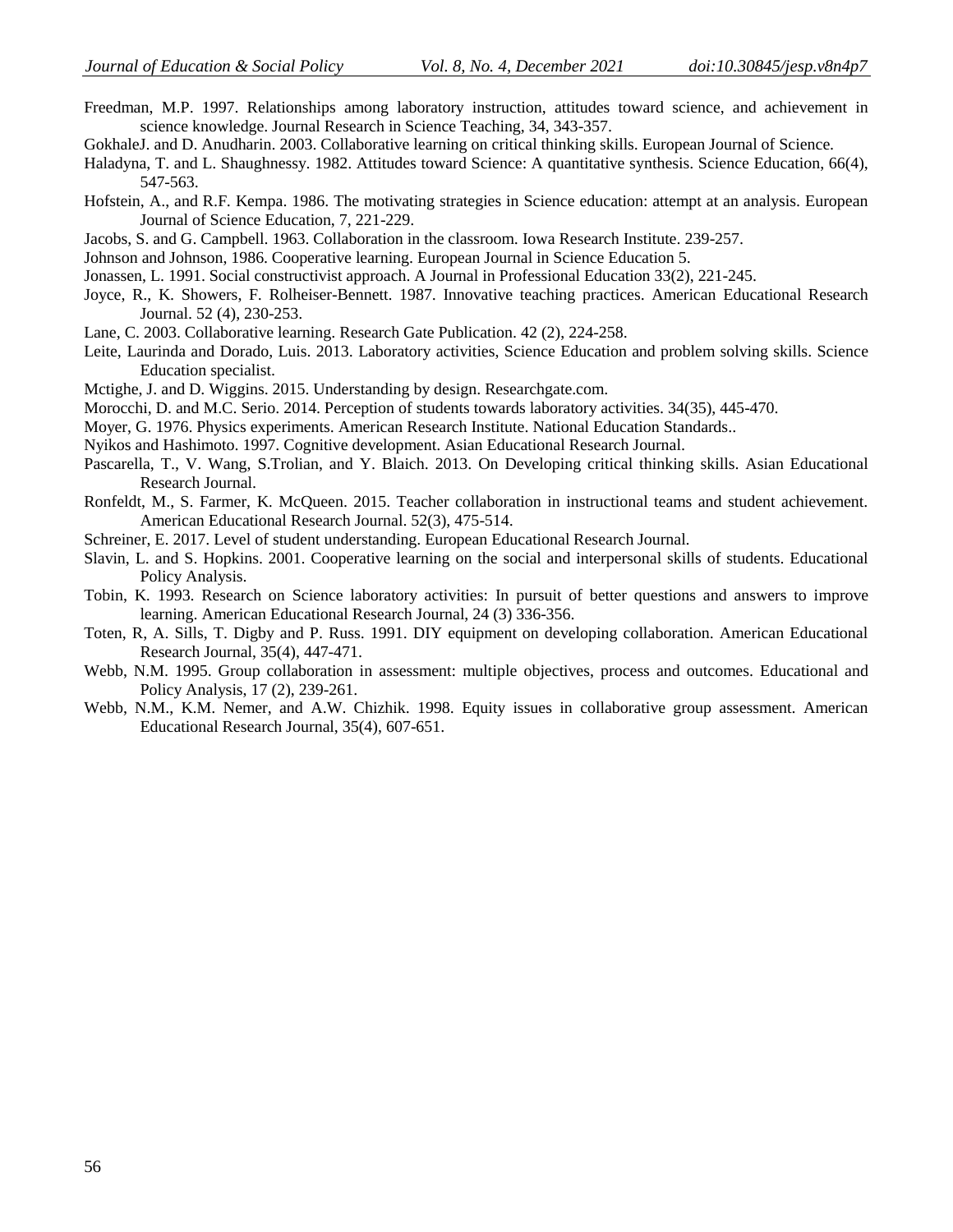Freedman, M.P. 1997. Relationships among laboratory instruction, attitudes toward science, and achievement in science knowledge. Journal Research in Science Teaching, 34, 343-357.

GokhaleJ. and D. Anudharin. 2003. Collaborative learning on critical thinking skills. European Journal of Science.

Haladyna, T. and L. Shaughnessy. 1982. Attitudes toward Science: A quantitative synthesis. Science Education, 66(4), 547-563.

Hofstein, A., and R.F. Kempa. 1986. The motivating strategies in Science education: attempt at an analysis. European Journal of Science Education, 7, 221-229.

Jacobs, S. and G. Campbell. 1963. Collaboration in the classroom. Iowa Research Institute. 239-257.

Johnson and Johnson, 1986. Cooperative learning. European Journal in Science Education 5.

Jonassen, L. 1991. Social constructivist approach. A Journal in Professional Education 33(2), 221-245.

Joyce, R., K. Showers, F. Rolheiser-Bennett. 1987. Innovative teaching practices. American Educational Research Journal. 52 (4), 230-253.

Lane, C. 2003. Collaborative learning. Research Gate Publication. 42 (2), 224-258.

Leite, Laurinda and Dorado, Luis. 2013. Laboratory activities, Science Education and problem solving skills. Science Education specialist.

Mctighe, J. and D. Wiggins. 2015. Understanding by design. Researchgate.com.

Morocchi, D. and M.C. Serio. 2014. Perception of students towards laboratory activities. 34(35), 445-470.

Moyer, G. 1976. Physics experiments. American Research Institute. National Education Standards..

Nyikos and Hashimoto. 1997. Cognitive development. Asian Educational Research Journal.

Pascarella, T., V. Wang, S.Trolian, and Y. Blaich. 2013. On Developing critical thinking skills. Asian Educational Research Journal.

Ronfeldt, M., S. Farmer, K. McQueen. 2015. Teacher collaboration in instructional teams and student achievement. American Educational Research Journal. 52(3), 475-514.

Schreiner, E. 2017. Level of student understanding. European Educational Research Journal.

Slavin, L. and S. Hopkins. 2001. Cooperative learning on the social and interpersonal skills of students. Educational Policy Analysis.

Tobin, K. 1993. Research on Science laboratory activities: In pursuit of better questions and answers to improve learning. American Educational Research Journal, 24 (3) 336-356.

Toten, R, A. Sills, T. Digby and P. Russ. 1991. DIY equipment on developing collaboration. American Educational Research Journal, 35(4), 447-471.

Webb, N.M. 1995. Group collaboration in assessment: multiple objectives, process and outcomes. Educational and Policy Analysis, 17 (2), 239-261.

Webb, N.M., K.M. Nemer, and A.W. Chizhik. 1998. Equity issues in collaborative group assessment. American Educational Research Journal, 35(4), 607-651.